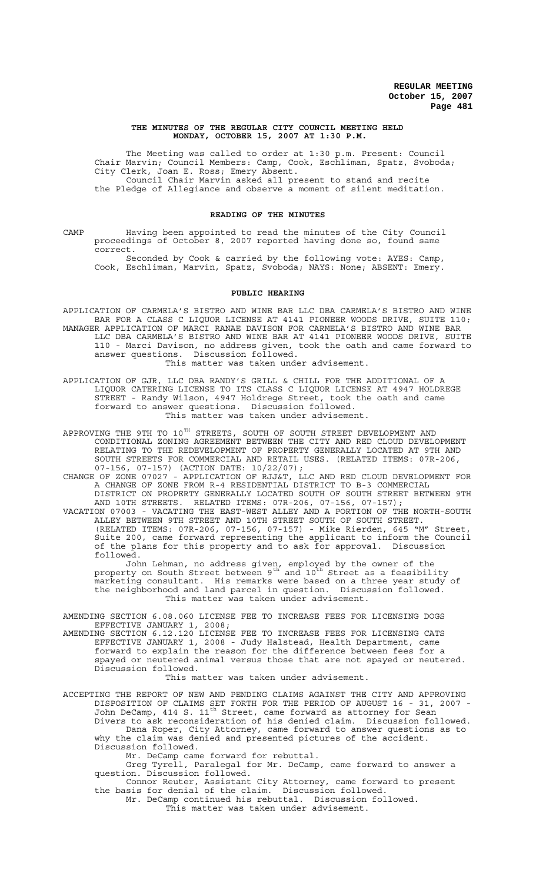**REGULAR MEETING**
**October 15, 2007**
**Page 481**

**THE MINUTES OF THE REGULAR CITY COUNCIL MEETING HELD MONDAY, OCTOBER 15, 2007 AT 1:30 P.M.**

The Meeting was called to order at 1:30 p.m. Present: Council Chair Marvin; Council Members: Camp, Cook, Eschliman, Spatz, Svoboda; City Clerk, Joan E. Ross; Emery Absent.

Council Chair Marvin asked all present to stand and recite the Pledge of Allegiance and observe a moment of silent meditation.

**READING OF THE MINUTES**

CAMP Having been appointed to read the minutes of the City Council proceedings of October 8, 2007 reported having done so, found same correct.

Seconded by Cook & carried by the following vote: AYES: Camp, Cook, Eschliman, Marvin, Spatz, Svoboda; NAYS: None; ABSENT: Emery.

**PUBLIC HEARING**

APPLICATION OF CARMELA'S BISTRO AND WINE BAR LLC DBA CARMELA'S BISTRO AND WINE BAR FOR A CLASS C LIQUOR LICENSE AT 4141 PIONEER WOODS DRIVE, SUITE 110;

MANAGER APPLICATION OF MARCI RANAE DAVISON FOR CARMELA'S BISTRO AND WINE BAR LLC DBA CARMELA'S BISTRO AND WINE BAR AT 4141 PIONEER WOODS DRIVE, SUITE 110 - Marci Davison, no address given, took the oath and came forward to answer questions. Discussion followed.

This matter was taken under advisement.

APPLICATION OF GJR, LLC DBA RANDY'S GRILL & CHILL FOR THE ADDITIONAL OF A LIQUOR CATERING LICENSE TO ITS CLASS C LIQUOR LICENSE AT 4947 HOLDREGE STREET - Randy Wilson, 4947 Holdrege Street, took the oath and came forward to answer questions. Discussion followed.

This matter was taken under advisement.

APPROVING THE 9TH TO 10TH STREETS, SOUTH OF SOUTH STREET DEVELOPMENT AND CONDITIONAL ZONING AGREEMENT BETWEEN THE CITY AND RED CLOUD DEVELOPMENT RELATING TO THE REDEVELOPMENT OF PROPERTY GENERALLY LOCATED AT 9TH AND SOUTH STREETS FOR COMMERCIAL AND RETAIL USES. (RELATED ITEMS: 07R-206, 07-156, 07-157) (ACTION DATE: 10/22/07);

CHANGE OF ZONE 07027 - APPLICATION OF RJJ&T, LLC AND RED CLOUD DEVELOPMENT FOR A CHANGE OF ZONE FROM R-4 RESIDENTIAL DISTRICT TO B-3 COMMERCIAL DISTRICT ON PROPERTY GENERALLY LOCATED SOUTH OF SOUTH STREET BETWEEN 9TH AND 10TH STREETS. RELATED ITEMS: 07R-206, 07-156, 07-157);

VACATION 07003 - VACATING THE EAST-WEST ALLEY AND A PORTION OF THE NORTH-SOUTH ALLEY BETWEEN 9TH STREET AND 10TH STREET SOUTH OF SOUTH STREET. (RELATED ITEMS: 07R-206, 07-156, 07-157) - Mike Rierden, 645 "M" Street, Suite 200, came forward representing the applicant to inform the Council of the plans for this property and to ask for approval. Discussion followed.

John Lehman, no address given, employed by the owner of the property on South Street between 9th and 10th Street as a feasibility marketing consultant. His remarks were based on a three year study of the neighborhood and land parcel in question. Discussion followed.

This matter was taken under advisement.

AMENDING SECTION 6.08.060 LICENSE FEE TO INCREASE FEES FOR LICENSING DOGS EFFECTIVE JANUARY 1, 2008;

AMENDING SECTION 6.12.120 LICENSE FEE TO INCREASE FEES FOR LICENSING CATS EFFECTIVE JANUARY 1, 2008 - Judy Halstead, Health Department, came forward to explain the reason for the difference between fees for a spayed or neutered animal versus those that are not spayed or neutered. Discussion followed.

This matter was taken under advisement.

ACCEPTING THE REPORT OF NEW AND PENDING CLAIMS AGAINST THE CITY AND APPROVING DISPOSITION OF CLAIMS SET FORTH FOR THE PERIOD OF AUGUST 16 - 31, 2007 - John DeCamp, 414 S. 11th Street, came forward as attorney for Sean Divers to ask reconsideration of his denied claim. Discussion followed.

Dana Roper, City Attorney, came forward to answer questions as to why the claim was denied and presented pictures of the accident. Discussion followed.

Mr. DeCamp came forward for rebuttal.

Greg Tyrell, Paralegal for Mr. DeCamp, came forward to answer a question. Discussion followed.

Connor Reuter, Assistant City Attorney, came forward to present the basis for denial of the claim. Discussion followed.

Mr. DeCamp continued his rebuttal. Discussion followed.

This matter was taken under advisement.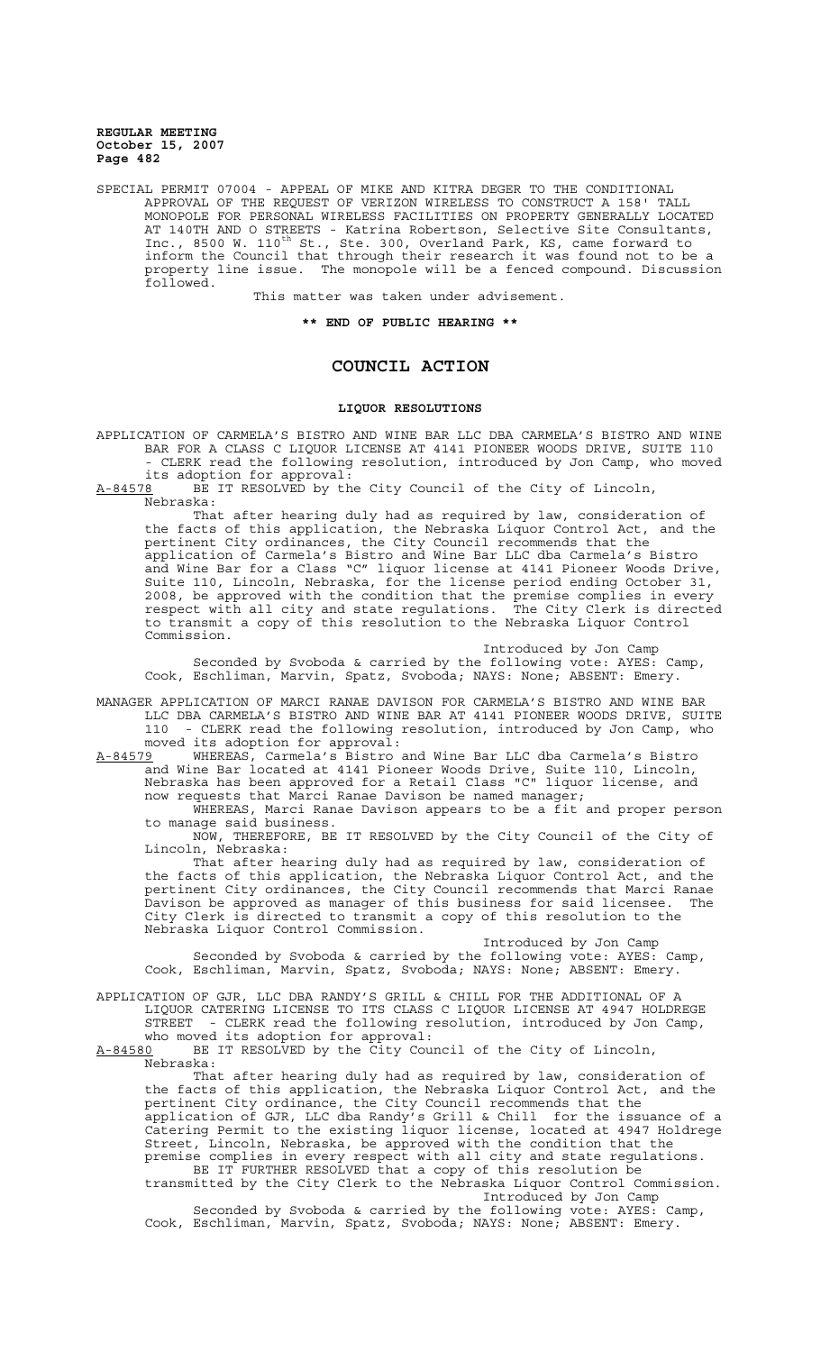SPECIAL PERMIT 07004 - APPEAL OF MIKE AND KITRA DEGER TO THE CONDITIONAL APPROVAL OF THE REQUEST OF VERIZON WIRELESS TO CONSTRUCT A 158' TALL MONOPOLE FOR PERSONAL WIRELESS FACILITIES ON PROPERTY GENERALLY LOCATED AT 140TH AND O STREETS - Katrina Robertson, Selective Site Consultants, Inc., 8500 W. 110th St., Ste. 300, Overland Park, KS, came forward to inform the Council that through their research it was found not to be a property line issue. The monopole will be a fenced compound. Discussion followed.

This matter was taken under advisement.

**\*\* END OF PUBLIC HEARING \*\***

# COUNCIL ACTION

## LIQUOR RESOLUTIONS

APPLICATION OF CARMELA'S BISTRO AND WINE BAR LLC DBA CARMELA'S BISTRO AND WINE BAR FOR A CLASS C LIQUOR LICENSE AT 4141 PIONEER WOODS DRIVE, SUITE 110 - CLERK read the following resolution, introduced by Jon Camp, who moved its adoption for approval:

A-84578 BE IT RESOLVED by the City Council of the City of Lincoln, Nebraska:

That after hearing duly had as required by law, consideration of the facts of this application, the Nebraska Liquor Control Act, and the pertinent City ordinances, the City Council recommends that the application of Carmela's Bistro and Wine Bar LLC dba Carmela's Bistro and Wine Bar for a Class "C" liquor license at 4141 Pioneer Woods Drive, Suite 110, Lincoln, Nebraska, for the license period ending October 31, 2008, be approved with the condition that the premise complies in every respect with all city and state regulations. The City Clerk is directed to transmit a copy of this resolution to the Nebraska Liquor Control Commission.

Introduced by Jon Camp

Seconded by Svoboda & carried by the following vote: AYES: Camp, Cook, Eschliman, Marvin, Spatz, Svoboda; NAYS: None; ABSENT: Emery.

MANAGER APPLICATION OF MARCI RANAE DAVISON FOR CARMELA'S BISTRO AND WINE BAR LLC DBA CARMELA'S BISTRO AND WINE BAR AT 4141 PIONEER WOODS DRIVE, SUITE 110 - CLERK read the following resolution, introduced by Jon Camp, who moved its adoption for approval:

A-84579 WHEREAS, Carmela's Bistro and Wine Bar LLC dba Carmela's Bistro and Wine Bar located at 4141 Pioneer Woods Drive, Suite 110, Lincoln, Nebraska has been approved for a Retail Class "C" liquor license, and now requests that Marci Ranae Davison be named manager;

WHEREAS, Marci Ranae Davison appears to be a fit and proper person to manage said business.

NOW, THEREFORE, BE IT RESOLVED by the City Council of the City of Lincoln, Nebraska:

That after hearing duly had as required by law, consideration of the facts of this application, the Nebraska Liquor Control Act, and the pertinent City ordinances, the City Council recommends that Marci Ranae Davison be approved as manager of this business for said licensee. The City Clerk is directed to transmit a copy of this resolution to the Nebraska Liquor Control Commission.

Introduced by Jon Camp

Seconded by Svoboda & carried by the following vote: AYES: Camp, Cook, Eschliman, Marvin, Spatz, Svoboda; NAYS: None; ABSENT: Emery.

APPLICATION OF GJR, LLC DBA RANDY'S GRILL & CHILL FOR THE ADDITIONAL OF A LIQUOR CATERING LICENSE TO ITS CLASS C LIQUOR LICENSE AT 4947 HOLDREGE STREET - CLERK read the following resolution, introduced by Jon Camp, who moved its adoption for approval:

A-84580 BE IT RESOLVED by the City Council of the City of Lincoln, Nebraska:

That after hearing duly had as required by law, consideration of the facts of this application, the Nebraska Liquor Control Act, and the pertinent City ordinance, the City Council recommends that the application of GJR, LLC dba Randy's Grill & Chill for the issuance of a Catering Permit to the existing liquor license, located at 4947 Holdrege Street, Lincoln, Nebraska, be approved with the condition that the premise complies in every respect with all city and state regulations.

BE IT FURTHER RESOLVED that a copy of this resolution be transmitted by the City Clerk to the Nebraska Liquor Control Commission.

Introduced by Jon Camp

Seconded by Svoboda & carried by the following vote: AYES: Camp, Cook, Eschliman, Marvin, Spatz, Svoboda; NAYS: None; ABSENT: Emery.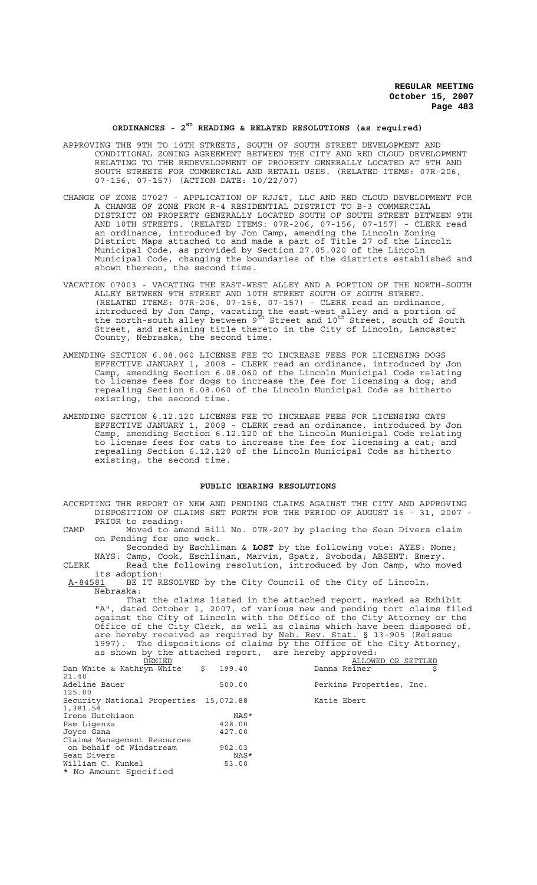## ORDINANCES - 2$^{ND}$ READING & RELATED RESOLUTIONS (as required)

APPROVING THE 9TH TO 10TH STREETS, SOUTH OF SOUTH STREET DEVELOPMENT AND CONDITIONAL ZONING AGREEMENT BETWEEN THE CITY AND RED CLOUD DEVELOPMENT RELATING TO THE REDEVELOPMENT OF PROPERTY GENERALLY LOCATED AT 9TH AND SOUTH STREETS FOR COMMERCIAL AND RETAIL USES. (RELATED ITEMS: 07R-206, 07-156, 07-157) (ACTION DATE: 10/22/07)

CHANGE OF ZONE 07027 - APPLICATION OF RJJ&T, LLC AND RED CLOUD DEVELOPMENT FOR A CHANGE OF ZONE FROM R-4 RESIDENTIAL DISTRICT TO B-3 COMMERCIAL DISTRICT ON PROPERTY GENERALLY LOCATED SOUTH OF SOUTH STREET BETWEEN 9TH AND 10TH STREETS. (RELATED ITEMS: 07R-206, 07-156, 07-157) - CLERK read an ordinance, introduced by Jon Camp, amending the Lincoln Zoning District Maps attached to and made a part of Title 27 of the Lincoln Municipal Code, as provided by Section 27.05.020 of the Lincoln Municipal Code, changing the boundaries of the districts established and shown thereon, the second time.

VACATION 07003 - VACATING THE EAST-WEST ALLEY AND A PORTION OF THE NORTH-SOUTH ALLEY BETWEEN 9TH STREET AND 10TH STREET SOUTH OF SOUTH STREET. (RELATED ITEMS: 07R-206, 07-156, 07-157) - CLERK read an ordinance, introduced by Jon Camp, vacating the east-west alley and a portion of the north-south alley between 9$^{th}$ Street and 10$^{th}$ Street, south of South Street, and retaining title thereto in the City of Lincoln, Lancaster County, Nebraska, the second time.

AMENDING SECTION 6.08.060 LICENSE FEE TO INCREASE FEES FOR LICENSING DOGS EFFECTIVE JANUARY 1, 2008 - CLERK read an ordinance, introduced by Jon Camp, amending Section 6.08.060 of the Lincoln Municipal Code relating to license fees for dogs to increase the fee for licensing a dog; and repealing Section 6.08.060 of the Lincoln Municipal Code as hitherto existing, the second time.

AMENDING SECTION 6.12.120 LICENSE FEE TO INCREASE FEES FOR LICENSING CATS EFFECTIVE JANUARY 1, 2008 - CLERK read an ordinance, introduced by Jon Camp, amending Section 6.12.120 of the Lincoln Municipal Code relating to license fees for cats to increase the fee for licensing a cat; and repealing Section 6.12.120 of the Lincoln Municipal Code as hitherto existing, the second time.

## PUBLIC HEARING RESOLUTIONS

ACCEPTING THE REPORT OF NEW AND PENDING CLAIMS AGAINST THE CITY AND APPROVING DISPOSITION OF CLAIMS SET FORTH FOR THE PERIOD OF AUGUST 16 - 31, 2007 - PRIOR to reading:

CAMP Moved to amend Bill No. 07R-207 by placing the Sean Divers claim on Pending for one week.

Seconded by Eschliman & **LOST** by the following vote: AYES: None; NAYS: Camp, Cook, Eschliman, Marvin, Spatz, Svoboda; ABSENT: Emery.

CLERK Read the following resolution, introduced by Jon Camp, who moved its adoption:

A-84581 BE IT RESOLVED by the City Council of the City of Lincoln, Nebraska:

That the claims listed in the attached report, marked as Exhibit "A", dated October 1, 2007, of various new and pending tort claims filed against the City of Lincoln with the Office of the City Attorney or the Office of the City Clerk, as well as claims which have been disposed of, are hereby received as required by Neb. Rev. Stat. § 13-905 (Reissue 1997). The dispositions of claims by the Office of the City Attorney, as shown by the attached report, are hereby approved:

| DENIED | | ALLOWED OR SETTLED | |
|---|---|---|---|
| Dan White & Kathryn White | $ 199.40 | Danna Reiner | $ 21.40 |
| Adeline Bauer | 500.00 | Perkins Properties, Inc. | 125.00 |
| Security National Properties | 15,072.88 | Katie Ebert | 1,381.54 |
| Irene Hutchison | NAS* | | |
| Pam Ligenza | 428.00 | | |
| Joyce Gana | 427.00 | | |
| Claims Management Resources on behalf of Windstream | 902.03 | | |
| Sean Divers | NAS* | | |
| William C. Kunkel | 53.00 | | |

\* No Amount Specified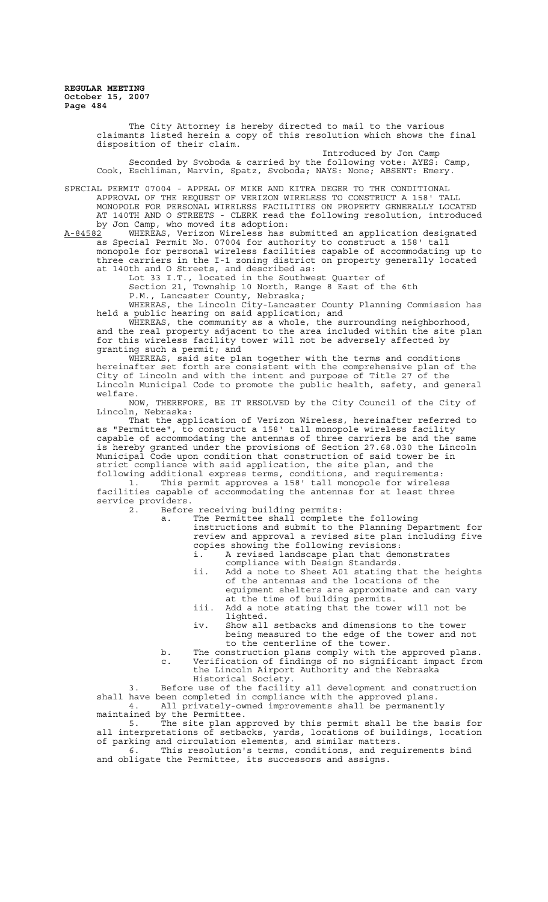The City Attorney is hereby directed to mail to the various claimants listed herein a copy of this resolution which shows the final disposition of their claim.

Introduced by Jon Camp

Seconded by Svoboda & carried by the following vote: AYES: Camp, Cook, Eschliman, Marvin, Spatz, Svoboda; NAYS: None; ABSENT: Emery.

SPECIAL PERMIT 07004 - APPEAL OF MIKE AND KITRA DEGER TO THE CONDITIONAL APPROVAL OF THE REQUEST OF VERIZON WIRELESS TO CONSTRUCT A 158' TALL MONOPOLE FOR PERSONAL WIRELESS FACILITIES ON PROPERTY GENERALLY LOCATED AT 140TH AND O STREETS - CLERK read the following resolution, introduced by Jon Camp, who moved its adoption:

A-84582 WHEREAS, Verizon Wireless has submitted an application designated as Special Permit No. 07004 for authority to construct a 158' tall monopole for personal wireless facilities capable of accommodating up to three carriers in the I-1 zoning district on property generally located at 140th and O Streets, and described as:

Lot 33 I.T., located in the Southwest Quarter of Section 21, Township 10 North, Range 8 East of the 6th P.M., Lancaster County, Nebraska;

WHEREAS, the Lincoln City-Lancaster County Planning Commission has held a public hearing on said application; and

WHEREAS, the community as a whole, the surrounding neighborhood, and the real property adjacent to the area included within the site plan for this wireless facility tower will not be adversely affected by granting such a permit; and

WHEREAS, said site plan together with the terms and conditions hereinafter set forth are consistent with the comprehensive plan of the City of Lincoln and with the intent and purpose of Title 27 of the Lincoln Municipal Code to promote the public health, safety, and general welfare.

NOW, THEREFORE, BE IT RESOLVED by the City Council of the City of Lincoln, Nebraska:

That the application of Verizon Wireless, hereinafter referred to as "Permittee", to construct a 158' tall monopole wireless facility capable of accommodating the antennas of three carriers be and the same is hereby granted under the provisions of Section 27.68.030 the Lincoln Municipal Code upon condition that construction of said tower be in strict compliance with said application, the site plan, and the following additional express terms, conditions, and requirements:

1. This permit approves a 158' tall monopole for wireless facilities capable of accommodating the antennas for at least three service providers.
2. Before receiving building permits:
   a. The Permittee shall complete the following instructions and submit to the Planning Department for review and approval a revised site plan including five copies showing the following revisions:
      i. A revised landscape plan that demonstrates compliance with Design Standards.
      ii. Add a note to Sheet A01 stating that the heights of the antennas and the locations of the equipment shelters are approximate and can vary at the time of building permits.
      iii. Add a note stating that the tower will not be lighted.
      iv. Show all setbacks and dimensions to the tower being measured to the edge of the tower and not to the centerline of the tower.
   b. The construction plans comply with the approved plans.
   c. Verification of findings of no significant impact from the Lincoln Airport Authority and the Nebraska Historical Society.
3. Before use of the facility all development and construction shall have been completed in compliance with the approved plans.
4. All privately-owned improvements shall be permanently maintained by the Permittee.
5. The site plan approved by this permit shall be the basis for all interpretations of setbacks, yards, locations of buildings, location of parking and circulation elements, and similar matters.
6. This resolution's terms, conditions, and requirements bind and obligate the Permittee, its successors and assigns.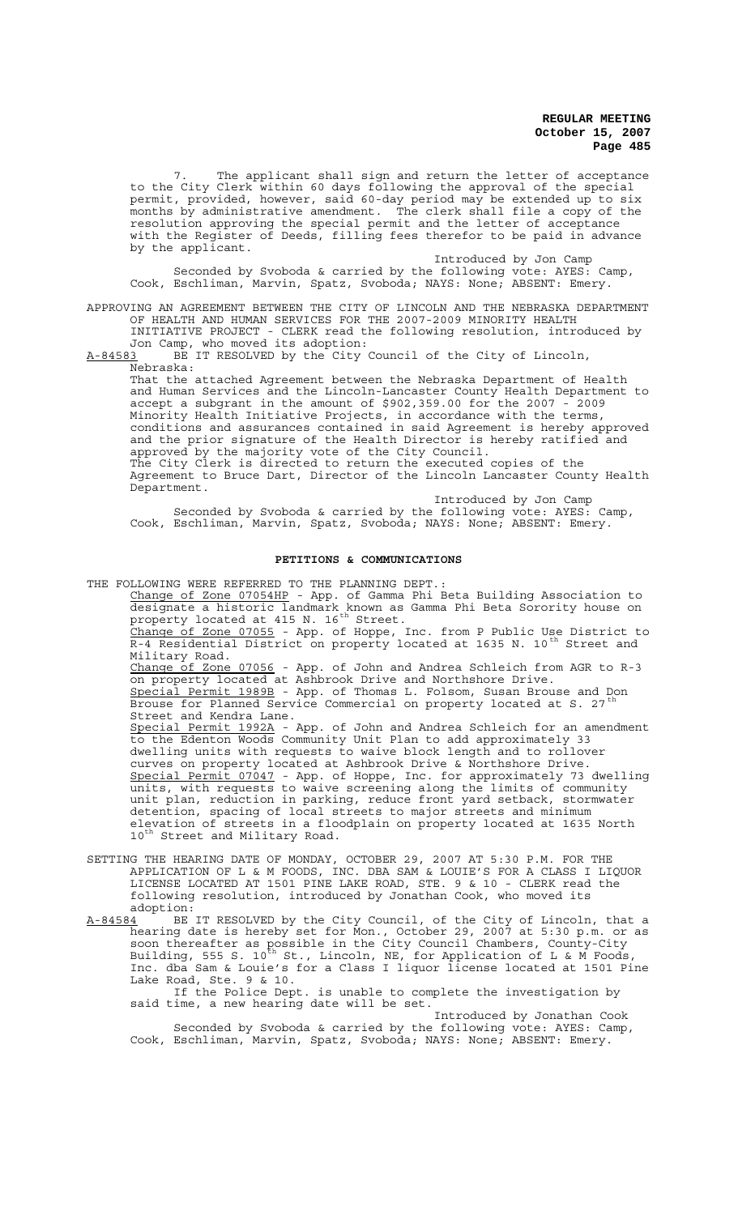7. The applicant shall sign and return the letter of acceptance to the City Clerk within 60 days following the approval of the special permit, provided, however, said 60-day period may be extended up to six months by administrative amendment. The clerk shall file a copy of the resolution approving the special permit and the letter of acceptance with the Register of Deeds, filling fees therefor to be paid in advance by the applicant.

Introduced by Jon Camp

Seconded by Svoboda & carried by the following vote: AYES: Camp, Cook, Eschliman, Marvin, Spatz, Svoboda; NAYS: None; ABSENT: Emery.

APPROVING AN AGREEMENT BETWEEN THE CITY OF LINCOLN AND THE NEBRASKA DEPARTMENT OF HEALTH AND HUMAN SERVICES FOR THE 2007-2009 MINORITY HEALTH INITIATIVE PROJECT - CLERK read the following resolution, introduced by Jon Camp, who moved its adoption:

A-84583 BE IT RESOLVED by the City Council of the City of Lincoln, Nebraska:

That the attached Agreement between the Nebraska Department of Health and Human Services and the Lincoln-Lancaster County Health Department to accept a subgrant in the amount of $902,359.00 for the 2007 - 2009 Minority Health Initiative Projects, in accordance with the terms, conditions and assurances contained in said Agreement is hereby approved and the prior signature of the Health Director is hereby ratified and approved by the majority vote of the City Council.

The City Clerk is directed to return the executed copies of the Agreement to Bruce Dart, Director of the Lincoln Lancaster County Health Department.

Introduced by Jon Camp

Seconded by Svoboda & carried by the following vote: AYES: Camp, Cook, Eschliman, Marvin, Spatz, Svoboda; NAYS: None; ABSENT: Emery.

## PETITIONS & COMMUNICATIONS

THE FOLLOWING WERE REFERRED TO THE PLANNING DEPT.:

Change of Zone 07054HP - App. of Gamma Phi Beta Building Association to designate a historic landmark known as Gamma Phi Beta Sorority house on property located at 415 N. 16th Street.

Change of Zone 07055 - App. of Hoppe, Inc. from P Public Use District to R-4 Residential District on property located at 1635 N. 10th Street and Military Road.

Change of Zone 07056 - App. of John and Andrea Schleich from AGR to R-3 on property located at Ashbrook Drive and Northshore Drive.

Special Permit 1989B - App. of Thomas L. Folsom, Susan Brouse and Don Brouse for Planned Service Commercial on property located at S. 27th Street and Kendra Lane.

Special Permit 1992A - App. of John and Andrea Schleich for an amendment to the Edenton Woods Community Unit Plan to add approximately 33 dwelling units with requests to waive block length and to rollover curves on property located at Ashbrook Drive & Northshore Drive.

Special Permit 07047 - App. of Hoppe, Inc. for approximately 73 dwelling units, with requests to waive screening along the limits of community unit plan, reduction in parking, reduce front yard setback, stormwater detention, spacing of local streets to major streets and minimum elevation of streets in a floodplain on property located at 1635 North 10th Street and Military Road.

SETTING THE HEARING DATE OF MONDAY, OCTOBER 29, 2007 AT 5:30 P.M. FOR THE APPLICATION OF L & M FOODS, INC. DBA SAM & LOUIE'S FOR A CLASS I LIQUOR LICENSE LOCATED AT 1501 PINE LAKE ROAD, STE. 9 & 10 - CLERK read the following resolution, introduced by Jonathan Cook, who moved its adoption:

A-84584 BE IT RESOLVED by the City Council, of the City of Lincoln, that a hearing date is hereby set for Mon., October 29, 2007 at 5:30 p.m. or as soon thereafter as possible in the City Council Chambers, County-City Building, 555 S. 10th St., Lincoln, NE, for Application of L & M Foods, Inc. dba Sam & Louie's for a Class I liquor license located at 1501 Pine Lake Road, Ste. 9 & 10.

If the Police Dept. is unable to complete the investigation by said time, a new hearing date will be set.

Introduced by Jonathan Cook

Seconded by Svoboda & carried by the following vote: AYES: Camp, Cook, Eschliman, Marvin, Spatz, Svoboda; NAYS: None; ABSENT: Emery.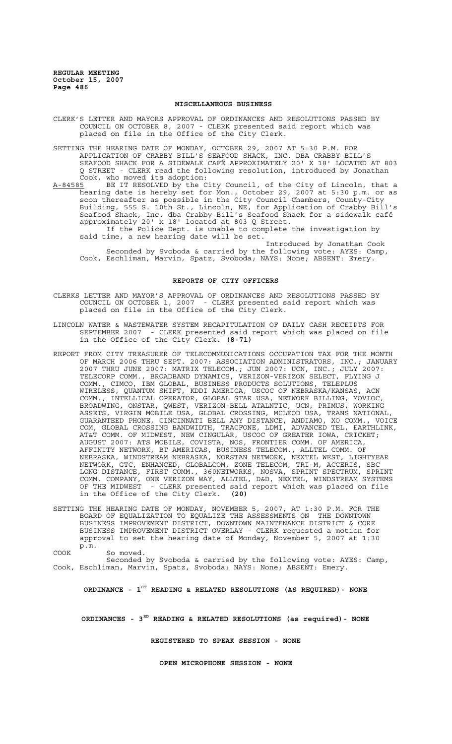## MISCELLANEOUS BUSINESS

CLERK'S LETTER AND MAYORS APPROVAL OF ORDINANCES AND RESOLUTIONS PASSED BY COUNCIL ON OCTOBER 8, 2007 - CLERK presented said report which was placed on file in the Office of the City Clerk.

SETTING THE HEARING DATE OF MONDAY, OCTOBER 29, 2007 AT 5:30 P.M. FOR APPLICATION OF CRABBY BILL'S SEAFOOD SHACK, INC. DBA CRABBY BILL'S SEAFOOD SHACK FOR A SIDEWALK CAFÉ APPROXIMATELY 20' X 18' LOCATED AT 803 Q STREET - CLERK read the following resolution, introduced by Jonathan Cook, who moved its adoption:

A-84585 BE IT RESOLVED by the City Council, of the City of Lincoln, that a hearing date is hereby set for Mon., October 29, 2007 at 5:30 p.m. or as soon thereafter as possible in the City Council Chambers, County-City Building, 555 S. 10th St., Lincoln, NE, for Application of Crabby Bill's Seafood Shack, Inc. dba Crabby Bill's Seafood Shack for a sidewalk café approximately 20' x 18' located at 803 Q Street.

If the Police Dept. is unable to complete the investigation by said time, a new hearing date will be set.

Introduced by Jonathan Cook

Seconded by Svoboda & carried by the following vote: AYES: Camp, Cook, Eschliman, Marvin, Spatz, Svoboda; NAYS: None; ABSENT: Emery.

## REPORTS OF CITY OFFICERS

CLERKS LETTER AND MAYOR'S APPROVAL OF ORDINANCES AND RESOLUTIONS PASSED BY COUNCIL ON OCTOBER 1, 2007 - CLERK presented said report which was placed on file in the Office of the City Clerk.

LINCOLN WATER & WASTEWATER SYSTEM RECAPITULATION OF DAILY CASH RECEIPTS FOR SEPTEMBER 2007 - CLERK presented said report which was placed on file in the Office of the City Clerk. **(8-71)**

REPORT FROM CITY TREASURER OF TELECOMMUNICATIONS OCCUPATION TAX FOR THE MONTH OF MARCH 2006 THRU SEPT. 2007: ASSOCIATION ADMINISTRATORS, INC.; JANUARY 2007 THRU JUNE 2007: MATRIX TELECOM.; JUN 2007: UCN, INC.; JULY 2007: TELECORP COMM., BROADBAND DYNAMICS, VERIZON-VERIZON SELECT, FLYING J COMM., CIMCO, IBM GLOBAL, BUSINESS PRODUCTS SOLUTIONS, TELEPLUS WIRELESS, QUANTUM SHIFT, KDDI AMERICA, USCOC OF NEBRASKA/KANSAS, ACN COMM., INTELLICAL OPERATOR, GLOBAL STAR USA, NETWORK BILLING, MOVIOC, BROADWING, ONSTAR, QWEST, VERIZON-BELL ATALNTIC, UCN, PRIMUS, WORKING ASSETS, VIRGIN MOBILE USA, GLOBAL CROSSING, MCLEOD USA, TRANS NATIONAL, GUARANTEED PHONE, CINCINNATI BELL ANY DISTANCE, ANDIAMO, XO COMM., VOICE COM, GLOBAL CROSSING BANDWIDTH, TRACFONE, LDMI, ADVANCED TEL, EARTHLINK, AT&T COMM. OF MIDWEST, NEW CINGULAR, USCOC OF GREATER IOWA, CRICKET; AUGUST 2007: ATS MOBILE, COVISTA, NOS, FRONTIER COMM. OF AMERICA, AFFINITY NETWORK, BT AMERICAS, BUSINESS TELECOM., ALLTEL COMM. OF NEBRASKA, WINDSTREAM NEBRASKA, NORSTAN NETWORK, NEXTEL WEST, LIGHTYEAR NETWORK, GTC, ENHANCED, GLOBALCOM, ZONE TELECOM, TRI-M, ACCERIS, SBC LONG DISTANCE, FIRST COMM., 360NETWORKS, NOSVA, SPRINT SPECTRUM, SPRINT COMM. COMPANY, ONE VERIZON WAY, ALLTEL, D&D, NEXTEL, WINDSTREAM SYSTEMS OF THE MIDWEST - CLERK presented said report which was placed on file in the Office of the City Clerk. **(20)**

SETTING THE HEARING DATE OF MONDAY, NOVEMBER 5, 2007, AT 1:30 P.M. FOR THE BOARD OF EQUALIZATION TO EQUALIZE THE ASSESSMENTS ON THE DOWNTOWN BUSINESS IMPROVEMENT DISTRICT, DOWNTOWN MAINTENANCE DISTRICT & CORE BUSINESS IMPROVEMENT DISTRICT OVERLAY - CLERK requested a motion for approval to set the hearing date of Monday, November 5, 2007 at 1:30 p.m.

COOK So moved.

Seconded by Svoboda & carried by the following vote: AYES: Camp, Cook, Eschliman, Marvin, Spatz, Svoboda; NAYS: None; ABSENT: Emery.

## ORDINANCE - 1ST READING & RELATED RESOLUTIONS (AS REQUIRED)- NONE

## ORDINANCES - 3RD READING & RELATED RESOLUTIONS (as required)- NONE

## REGISTERED TO SPEAK SESSION - NONE

## OPEN MICROPHONE SESSION - NONE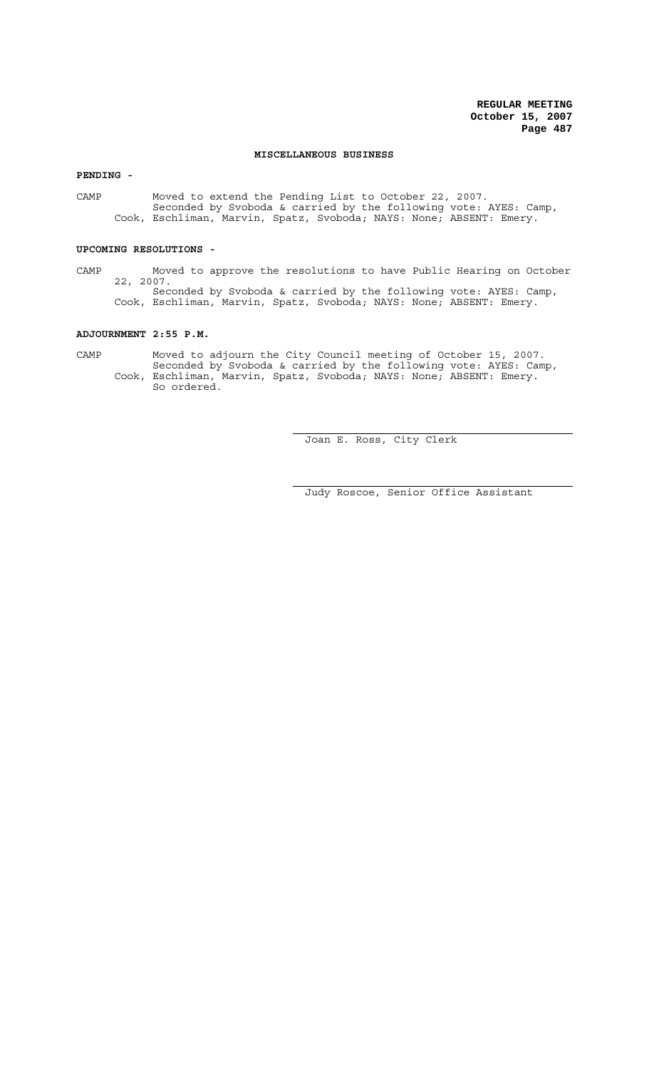**MISCELLANEOUS BUSINESS**

**PENDING -**

CAMP Moved to extend the Pending List to October 22, 2007.
Seconded by Svoboda & carried by the following vote: AYES: Camp, Cook, Eschliman, Marvin, Spatz, Svoboda; NAYS: None; ABSENT: Emery.

**UPCOMING RESOLUTIONS -**

CAMP Moved to approve the resolutions to have Public Hearing on October 22, 2007.
Seconded by Svoboda & carried by the following vote: AYES: Camp, Cook, Eschliman, Marvin, Spatz, Svoboda; NAYS: None; ABSENT: Emery.

**ADJOURNMENT 2:55 P.M.**

CAMP Moved to adjourn the City Council meeting of October 15, 2007.
Seconded by Svoboda & carried by the following vote: AYES: Camp, Cook, Eschliman, Marvin, Spatz, Svoboda; NAYS: None; ABSENT: Emery.
So ordered.

Joan E. Ross, City Clerk

Judy Roscoe, Senior Office Assistant